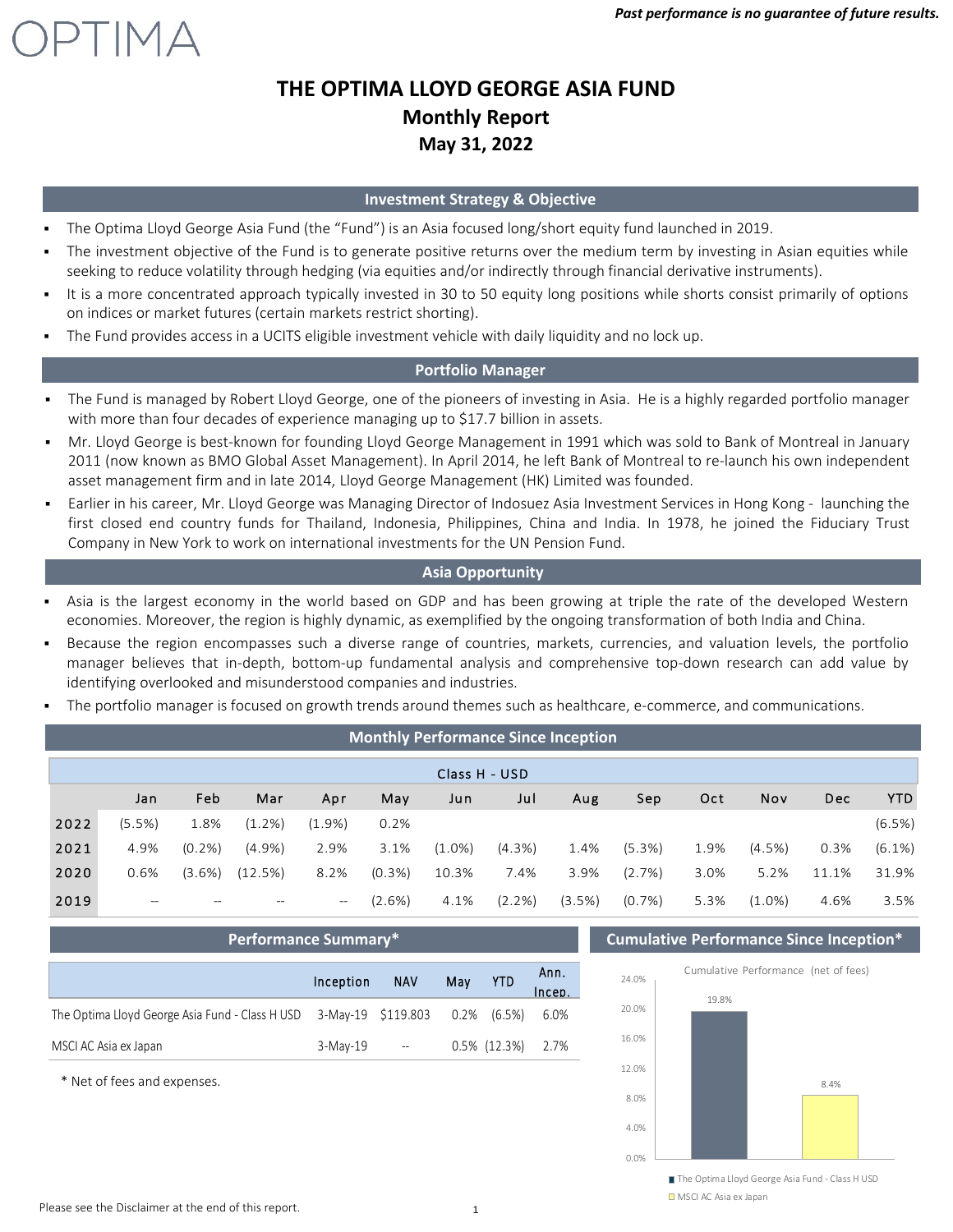OPTIMA

*Past performance is no guarantee of future results.*

# THE OPTIMA LLOYD GEORGE ASIA FUND
## Monthly Report
## May 31, 2022

### Investment Strategy & Objective

- The Optima Lloyd George Asia Fund (the "Fund") is an Asia focused long/short equity fund launched in 2019.
- The investment objective of the Fund is to generate positive returns over the medium term by investing in Asian equities while seeking to reduce volatility through hedging (via equities and/or indirectly through financial derivative instruments).
- It is a more concentrated approach typically invested in 30 to 50 equity long positions while shorts consist primarily of options on indices or market futures (certain markets restrict shorting).
- The Fund provides access in a UCITS eligible investment vehicle with daily liquidity and no lock up.

### Portfolio Manager

- The Fund is managed by Robert Lloyd George, one of the pioneers of investing in Asia. He is a highly regarded portfolio manager with more than four decades of experience managing up to $17.7 billion in assets.
- Mr. Lloyd George is best-known for founding Lloyd George Management in 1991 which was sold to Bank of Montreal in January 2011 (now known as BMO Global Asset Management). In April 2014, he left Bank of Montreal to re-launch his own independent asset management firm and in late 2014, Lloyd George Management (HK) Limited was founded.
- Earlier in his career, Mr. Lloyd George was Managing Director of Indosuez Asia Investment Services in Hong Kong - launching the first closed end country funds for Thailand, Indonesia, Philippines, China and India. In 1978, he joined the Fiduciary Trust Company in New York to work on international investments for the UN Pension Fund.

### Asia Opportunity

- Asia is the largest economy in the world based on GDP and has been growing at triple the rate of the developed Western economies. Moreover, the region is highly dynamic, as exemplified by the ongoing transformation of both India and China.
- Because the region encompasses such a diverse range of countries, markets, currencies, and valuation levels, the portfolio manager believes that in-depth, bottom-up fundamental analysis and comprehensive top-down research can add value by identifying overlooked and misunderstood companies and industries.
- The portfolio manager is focused on growth trends around themes such as healthcare, e-commerce, and communications.

### Monthly Performance Since Inception

Class H - USD

| | Jan | Feb | Mar | Apr | May | Jun | Jul | Aug | Sep | Oct | Nov | Dec | YTD |
|---|---|---|---|---|---|---|---|---|---|---|---|---|---|
| 2022 | (5.5%) | 1.8% | (1.2%) | (1.9%) | 0.2% | | | | | | | | (6.5%) |
| 2021 | 4.9% | (0.2%) | (4.9%) | 2.9% | 3.1% | (1.0%) | (4.3%) | 1.4% | (5.3%) | 1.9% | (4.5%) | 0.3% | (6.1%) |
| 2020 | 0.6% | (3.6%) | (12.5%) | 8.2% | (0.3%) | 10.3% | 7.4% | 3.9% | (2.7%) | 3.0% | 5.2% | 11.1% | 31.9% |
| 2019 | -- | -- | -- | -- | (2.6%) | 4.1% | (2.2%) | (3.5%) | (0.7%) | 5.3% | (1.0%) | 4.6% | 3.5% |

### Performance Summary*

| | Inception | NAV | May | YTD | Ann. Incep. |
|---|---|---|---|---|---|
| The Optima Lloyd George Asia Fund - Class H USD | 3-May-19 | $119.803 | 0.2% | (6.5%) | 6.0% |
| MSCI AC Asia ex Japan | 3-May-19 | -- | 0.5% | (12.3%) | 2.7% |

\* Net of fees and expenses.

### Cumulative Performance Since Inception*

Cumulative Performance (net of fees)

| | Cumulative Performance |
|---|---|
| The Optima Lloyd George Asia Fund - Class H USD | 19.8% |
| MSCI AC Asia ex Japan | 8.4% |

Please see the Disclaimer at the end of this report.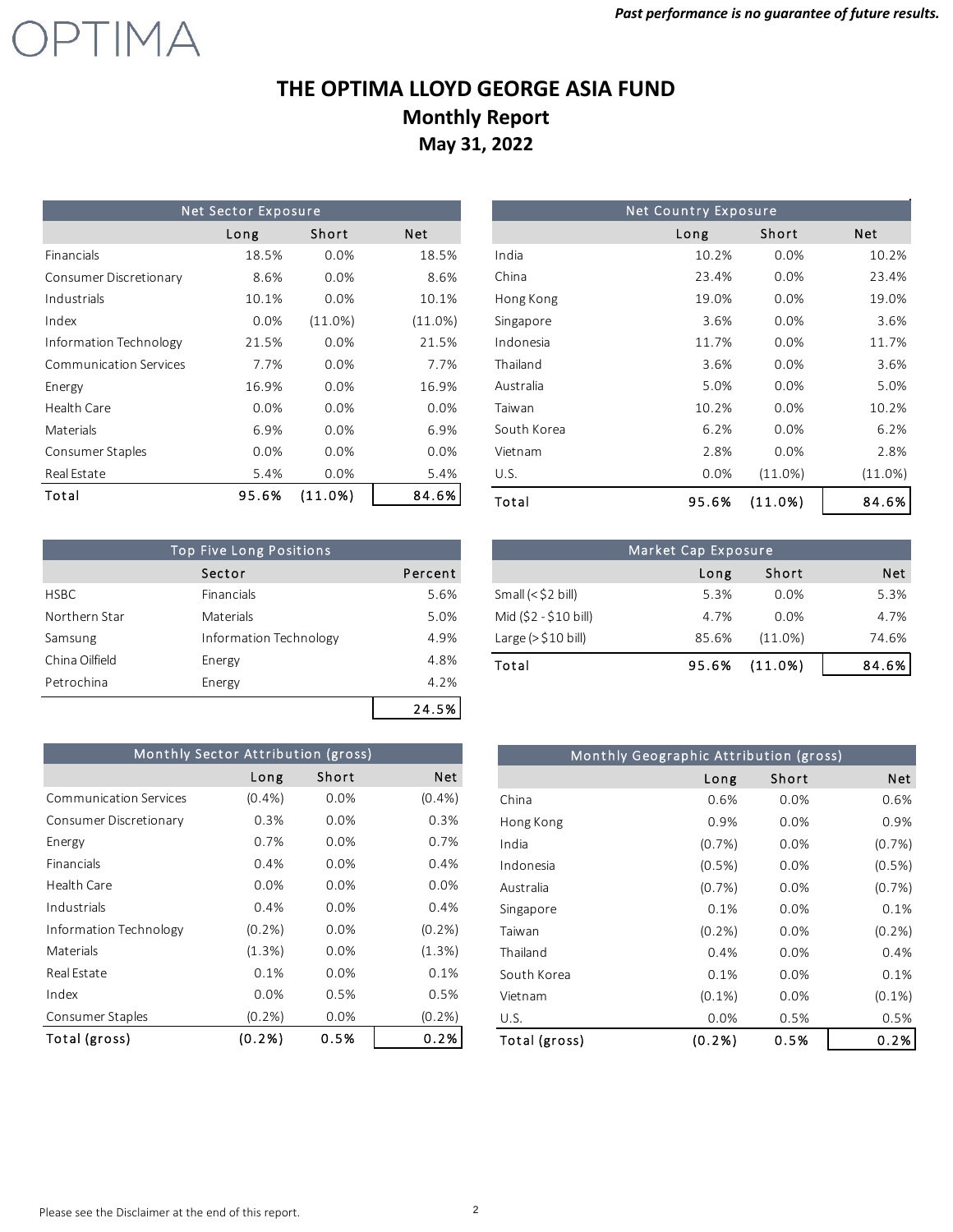*Past performance is no guarantee of future results.*

OPTIMA

# THE OPTIMA LLOYD GEORGE ASIA FUND
## Monthly Report
## May 31, 2022

| Net Sector Exposure | Long | Short | Net |
|---|---|---|---|
| Financials | 18.5% | 0.0% | 18.5% |
| Consumer Discretionary | 8.6% | 0.0% | 8.6% |
| Industrials | 10.1% | 0.0% | 10.1% |
| Index | 0.0% | (11.0%) | (11.0%) |
| Information Technology | 21.5% | 0.0% | 21.5% |
| Communication Services | 7.7% | 0.0% | 7.7% |
| Energy | 16.9% | 0.0% | 16.9% |
| Health Care | 0.0% | 0.0% | 0.0% |
| Materials | 6.9% | 0.0% | 6.9% |
| Consumer Staples | 0.0% | 0.0% | 0.0% |
| Real Estate | 5.4% | 0.0% | 5.4% |
| Total | 95.6% | (11.0%) | 84.6% |

| Net Country Exposure | Long | Short | Net |
|---|---|---|---|
| India | 10.2% | 0.0% | 10.2% |
| China | 23.4% | 0.0% | 23.4% |
| Hong Kong | 19.0% | 0.0% | 19.0% |
| Singapore | 3.6% | 0.0% | 3.6% |
| Indonesia | 11.7% | 0.0% | 11.7% |
| Thailand | 3.6% | 0.0% | 3.6% |
| Australia | 5.0% | 0.0% | 5.0% |
| Taiwan | 10.2% | 0.0% | 10.2% |
| South Korea | 6.2% | 0.0% | 6.2% |
| Vietnam | 2.8% | 0.0% | 2.8% |
| U.S. | 0.0% | (11.0%) | (11.0%) |
| Total | 95.6% | (11.0%) | 84.6% |

| Top Five Long Positions | Sector | Percent |
|---|---|---|
| HSBC | Financials | 5.6% |
| Northern Star | Materials | 5.0% |
| Samsung | Information Technology | 4.9% |
| China Oilfield | Energy | 4.8% |
| Petrochina | Energy | 4.2% |
| | | 24.5% |

| Market Cap Exposure | Long | Short | Net |
|---|---|---|---|
| Small (< $2 bill) | 5.3% | 0.0% | 5.3% |
| Mid ($2 - $10 bill) | 4.7% | 0.0% | 4.7% |
| Large (> $10 bill) | 85.6% | (11.0%) | 74.6% |
| Total | 95.6% | (11.0%) | 84.6% |

| Monthly Sector Attribution (gross) | Long | Short | Net |
|---|---|---|---|
| Communication Services | (0.4%) | 0.0% | (0.4%) |
| Consumer Discretionary | 0.3% | 0.0% | 0.3% |
| Energy | 0.7% | 0.0% | 0.7% |
| Financials | 0.4% | 0.0% | 0.4% |
| Health Care | 0.0% | 0.0% | 0.0% |
| Industrials | 0.4% | 0.0% | 0.4% |
| Information Technology | (0.2%) | 0.0% | (0.2%) |
| Materials | (1.3%) | 0.0% | (1.3%) |
| Real Estate | 0.1% | 0.0% | 0.1% |
| Index | 0.0% | 0.5% | 0.5% |
| Consumer Staples | (0.2%) | 0.0% | (0.2%) |
| Total (gross) | (0.2%) | 0.5% | 0.2% |

| Monthly Geographic Attribution (gross) | Long | Short | Net |
|---|---|---|---|
| China | 0.6% | 0.0% | 0.6% |
| Hong Kong | 0.9% | 0.0% | 0.9% |
| India | (0.7%) | 0.0% | (0.7%) |
| Indonesia | (0.5%) | 0.0% | (0.5%) |
| Australia | (0.7%) | 0.0% | (0.7%) |
| Singapore | 0.1% | 0.0% | 0.1% |
| Taiwan | (0.2%) | 0.0% | (0.2%) |
| Thailand | 0.4% | 0.0% | 0.4% |
| South Korea | 0.1% | 0.0% | 0.1% |
| Vietnam | (0.1%) | 0.0% | (0.1%) |
| U.S. | 0.0% | 0.5% | 0.5% |
| Total (gross) | (0.2%) | 0.5% | 0.2% |

Please see the Disclaimer at the end of this report.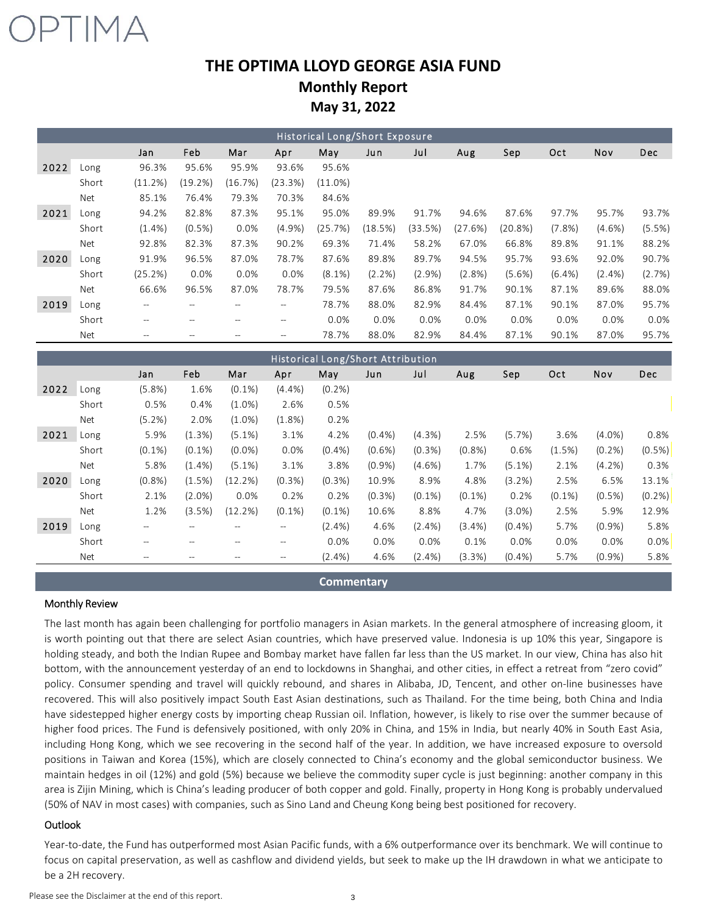# THE OPTIMA LLOYD GEORGE ASIA FUND

## Monthly Report

### May 31, 2022

| Historical Long/Short Exposure | | | | | | | | | | | | | |
|---|---|---|---|---|---|---|---|---|---|---|---|---|---|
| | | Jan | Feb | Mar | Apr | May | Jun | Jul | Aug | Sep | Oct | Nov | Dec |
| 2022 | Long | 96.3% | 95.6% | 95.9% | 93.6% | 95.6% | | | | | | | |
| | Short | (11.2%) | (19.2%) | (16.7%) | (23.3%) | (11.0%) | | | | | | | |
| | Net | 85.1% | 76.4% | 79.3% | 70.3% | 84.6% | | | | | | | |
| 2021 | Long | 94.2% | 82.8% | 87.3% | 95.1% | 95.0% | 89.9% | 91.7% | 94.6% | 87.6% | 97.7% | 95.7% | 93.7% |
| | Short | (1.4%) | (0.5%) | 0.0% | (4.9%) | (25.7%) | (18.5%) | (33.5%) | (27.6%) | (20.8%) | (7.8%) | (4.6%) | (5.5%) |
| | Net | 92.8% | 82.3% | 87.3% | 90.2% | 69.3% | 71.4% | 58.2% | 67.0% | 66.8% | 89.8% | 91.1% | 88.2% |
| 2020 | Long | 91.9% | 96.5% | 87.0% | 78.7% | 87.6% | 89.8% | 89.7% | 94.5% | 95.7% | 93.6% | 92.0% | 90.7% |
| | Short | (25.2%) | 0.0% | 0.0% | 0.0% | (8.1%) | (2.2%) | (2.9%) | (2.8%) | (5.6%) | (6.4%) | (2.4%) | (2.7%) |
| | Net | 66.6% | 96.5% | 87.0% | 78.7% | 79.5% | 87.6% | 86.8% | 91.7% | 90.1% | 87.1% | 89.6% | 88.0% |
| 2019 | Long | -- | -- | -- | -- | 78.7% | 88.0% | 82.9% | 84.4% | 87.1% | 90.1% | 87.0% | 95.7% |
| | Short | -- | -- | -- | -- | 0.0% | 0.0% | 0.0% | 0.0% | 0.0% | 0.0% | 0.0% | 0.0% |
| | Net | -- | -- | -- | -- | 78.7% | 88.0% | 82.9% | 84.4% | 87.1% | 90.1% | 87.0% | 95.7% |

| Historical Long/Short Attribution | | | | | | | | | | | | | |
|---|---|---|---|---|---|---|---|---|---|---|---|---|---|
| | | Jan | Feb | Mar | Apr | May | Jun | Jul | Aug | Sep | Oct | Nov | Dec |
| 2022 | Long | (5.8%) | 1.6% | (0.1%) | (4.4%) | (0.2%) | | | | | | | |
| | Short | 0.5% | 0.4% | (1.0%) | 2.6% | 0.5% | | | | | | | |
| | Net | (5.2%) | 2.0% | (1.0%) | (1.8%) | 0.2% | | | | | | | |
| 2021 | Long | 5.9% | (1.3%) | (5.1%) | 3.1% | 4.2% | (0.4%) | (4.3%) | 2.5% | (5.7%) | 3.6% | (4.0%) | 0.8% |
| | Short | (0.1%) | (0.1%) | (0.0%) | 0.0% | (0.4%) | (0.6%) | (0.3%) | (0.8%) | 0.6% | (1.5%) | (0.2%) | (0.5%) |
| | Net | 5.8% | (1.4%) | (5.1%) | 3.1% | 3.8% | (0.9%) | (4.6%) | 1.7% | (5.1%) | 2.1% | (4.2%) | 0.3% |
| 2020 | Long | (0.8%) | (1.5%) | (12.2%) | (0.3%) | (0.3%) | 10.9% | 8.9% | 4.8% | (3.2%) | 2.5% | 6.5% | 13.1% |
| | Short | 2.1% | (2.0%) | 0.0% | 0.2% | 0.2% | (0.3%) | (0.1%) | (0.1%) | 0.2% | (0.1%) | (0.5%) | (0.2%) |
| | Net | 1.2% | (3.5%) | (12.2%) | (0.1%) | (0.1%) | 10.6% | 8.8% | 4.7% | (3.0%) | 2.5% | 5.9% | 12.9% |
| 2019 | Long | -- | -- | -- | -- | (2.4%) | 4.6% | (2.4%) | (3.4%) | (0.4%) | 5.7% | (0.9%) | 5.8% |
| | Short | -- | -- | -- | -- | 0.0% | 0.0% | 0.0% | 0.1% | 0.0% | 0.0% | 0.0% | 0.0% |
| | Net | -- | -- | -- | -- | (2.4%) | 4.6% | (2.4%) | (3.3%) | (0.4%) | 5.7% | (0.9%) | 5.8% |

## Commentary

### Monthly Review

The last month has again been challenging for portfolio managers in Asian markets. In the general atmosphere of increasing gloom, it is worth pointing out that there are select Asian countries, which have preserved value. Indonesia is up 10% this year, Singapore is holding steady, and both the Indian Rupee and Bombay market have fallen far less than the US market. In our view, China has also hit bottom, with the announcement yesterday of an end to lockdowns in Shanghai, and other cities, in effect a retreat from "zero covid" policy. Consumer spending and travel will quickly rebound, and shares in Alibaba, JD, Tencent, and other on-line businesses have recovered. This will also positively impact South East Asian destinations, such as Thailand. For the time being, both China and India have sidestepped higher energy costs by importing cheap Russian oil. Inflation, however, is likely to rise over the summer because of higher food prices. The Fund is defensively positioned, with only 20% in China, and 15% in India, but nearly 40% in South East Asia, including Hong Kong, which we see recovering in the second half of the year. In addition, we have increased exposure to oversold positions in Taiwan and Korea (15%), which are closely connected to China's economy and the global semiconductor business. We maintain hedges in oil (12%) and gold (5%) because we believe the commodity super cycle is just beginning: another company in this area is Zijin Mining, which is China's leading producer of both copper and gold. Finally, property in Hong Kong is probably undervalued (50% of NAV in most cases) with companies, such as Sino Land and Cheung Kong being best positioned for recovery.

### Outlook

Year-to-date, the Fund has outperformed most Asian Pacific funds, with a 6% outperformance over its benchmark. We will continue to focus on capital preservation, as well as cashflow and dividend yields, but seek to make up the IH drawdown in what we anticipate to be a 2H recovery.

Please see the Disclaimer at the end of this report.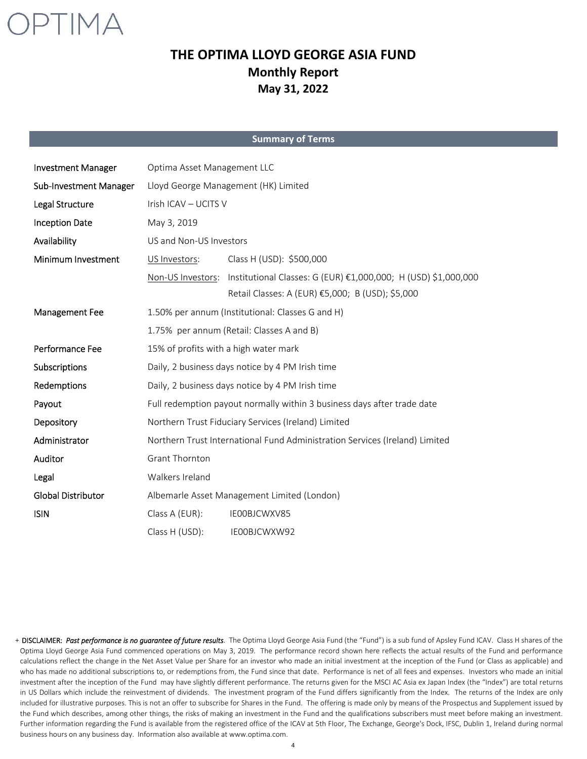OPTIMA

# THE OPTIMA LLOYD GEORGE ASIA FUND

## Monthly Report

## May 31, 2022

### Summary of Terms

| | | |
|---|---|---|
| Investment Manager | Optima Asset Management LLC | |
| Sub-Investment Manager | Lloyd George Management (HK) Limited | |
| Legal Structure | Irish ICAV – UCITS V | |
| Inception Date | May 3, 2019 | |
| Availability | US and Non-US Investors | |
| Minimum Investment | US Investors: | Class H (USD): $500,000 |
| | Non-US Investors: | Institutional Classes: G (EUR) €1,000,000; H (USD) $1,000,000 |
| | | Retail Classes: A (EUR) €5,000; B (USD); $5,000 |
| Management Fee | 1.50% per annum (Institutional: Classes G and H) | |
| | 1.75% per annum (Retail: Classes A and B) | |
| Performance Fee | 15% of profits with a high water mark | |
| Subscriptions | Daily, 2 business days notice by 4 PM Irish time | |
| Redemptions | Daily, 2 business days notice by 4 PM Irish time | |
| Payout | Full redemption payout normally within 3 business days after trade date | |
| Depository | Northern Trust Fiduciary Services (Ireland) Limited | |
| Administrator | Northern Trust International Fund Administration Services (Ireland) Limited | |
| Auditor | Grant Thornton | |
| Legal | Walkers Ireland | |
| Global Distributor | Albemarle Asset Management Limited (London) | |
| ISIN | Class A (EUR): | IE00BJCWXV85 |
| | Class H (USD): | IE00BJCWXW92 |

+ DISCLAIMER: *Past performance is no guarantee of future results*. The Optima Lloyd George Asia Fund (the "Fund") is a sub fund of Apsley Fund ICAV. Class H shares of the Optima Lloyd George Asia Fund commenced operations on May 3, 2019. The performance record shown here reflects the actual results of the Fund and performance calculations reflect the change in the Net Asset Value per Share for an investor who made an initial investment at the inception of the Fund (or Class as applicable) and who has made no additional subscriptions to, or redemptions from, the Fund since that date. Performance is net of all fees and expenses. Investors who made an initial investment after the inception of the Fund may have slightly different performance. The returns given for the MSCI AC Asia ex Japan Index (the "Index") are total returns in US Dollars which include the reinvestment of dividends. The investment program of the Fund differs significantly from the Index. The returns of the Index are only included for illustrative purposes. This is not an offer to subscribe for Shares in the Fund. The offering is made only by means of the Prospectus and Supplement issued by the Fund which describes, among other things, the risks of making an investment in the Fund and the qualifications subscribers must meet before making an investment. Further information regarding the Fund is available from the registered office of the ICAV at 5th Floor, The Exchange, George's Dock, IFSC, Dublin 1, Ireland during normal business hours on any business day. Information also available at www.optima.com.